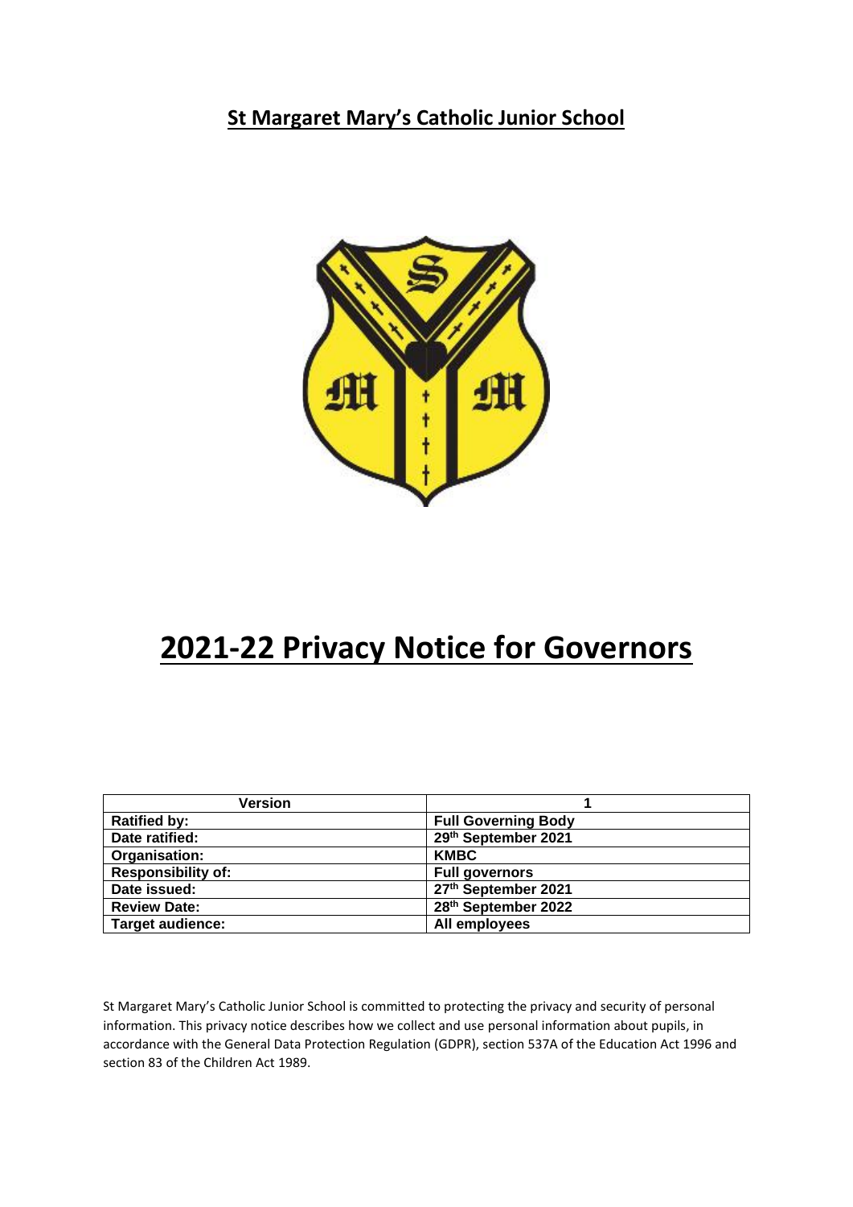## St Margaret Mary's Catholic Junior School

# 2021-22 Privacy Notice for Governors

| Version | 1 |
|---|---|
| **Ratified by:** | **Full Governing Body** |
| **Date ratified:** | **29th September 2021** |
| **Organisation:** | **KMBC** |
| **Responsibility of:** | **Full governors** |
| **Date issued:** | **27th September 2021** |
| **Review Date:** | **28th September 2022** |
| **Target audience:** | **All employees** |

St Margaret Mary's Catholic Junior School is committed to protecting the privacy and security of personal information. This privacy notice describes how we collect and use personal information about pupils, in accordance with the General Data Protection Regulation (GDPR), section 537A of the Education Act 1996 and section 83 of the Children Act 1989.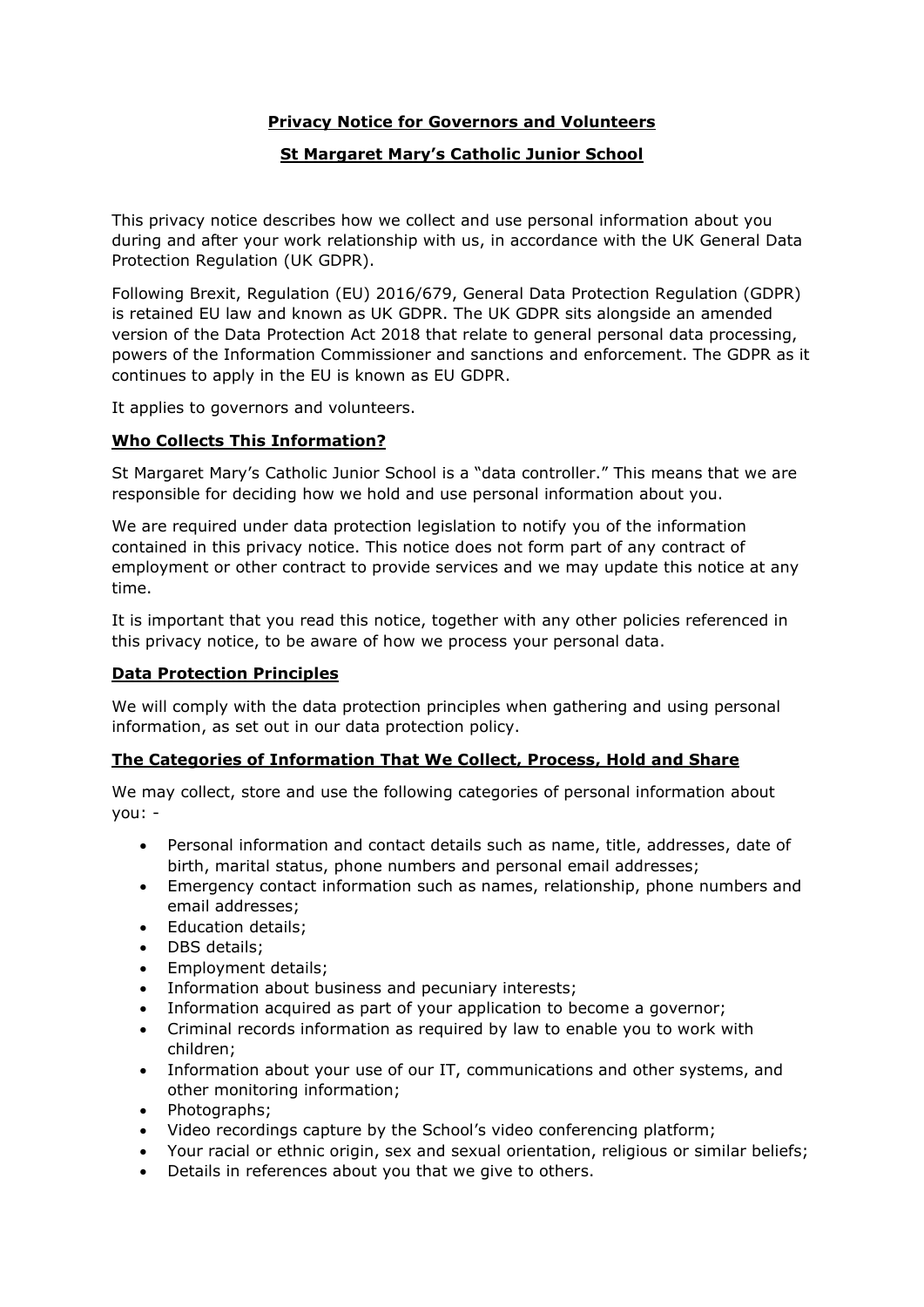**Privacy Notice for Governors and Volunteers**

**St Margaret Mary's Catholic Junior School**

This privacy notice describes how we collect and use personal information about you during and after your work relationship with us, in accordance with the UK General Data Protection Regulation (UK GDPR).

Following Brexit, Regulation (EU) 2016/679, General Data Protection Regulation (GDPR) is retained EU law and known as UK GDPR. The UK GDPR sits alongside an amended version of the Data Protection Act 2018 that relate to general personal data processing, powers of the Information Commissioner and sanctions and enforcement. The GDPR as it continues to apply in the EU is known as EU GDPR.

It applies to governors and volunteers.

**Who Collects This Information?**

St Margaret Mary's Catholic Junior School is a "data controller." This means that we are responsible for deciding how we hold and use personal information about you.

We are required under data protection legislation to notify you of the information contained in this privacy notice. This notice does not form part of any contract of employment or other contract to provide services and we may update this notice at any time.

It is important that you read this notice, together with any other policies referenced in this privacy notice, to be aware of how we process your personal data.

**Data Protection Principles**

We will comply with the data protection principles when gathering and using personal information, as set out in our data protection policy.

**The Categories of Information That We Collect, Process, Hold and Share**

We may collect, store and use the following categories of personal information about you: -

- Personal information and contact details such as name, title, addresses, date of birth, marital status, phone numbers and personal email addresses;
- Emergency contact information such as names, relationship, phone numbers and email addresses;
- Education details;
- DBS details;
- Employment details;
- Information about business and pecuniary interests;
- Information acquired as part of your application to become a governor;
- Criminal records information as required by law to enable you to work with children;
- Information about your use of our IT, communications and other systems, and other monitoring information;
- Photographs;
- Video recordings capture by the School's video conferencing platform;
- Your racial or ethnic origin, sex and sexual orientation, religious or similar beliefs;
- Details in references about you that we give to others.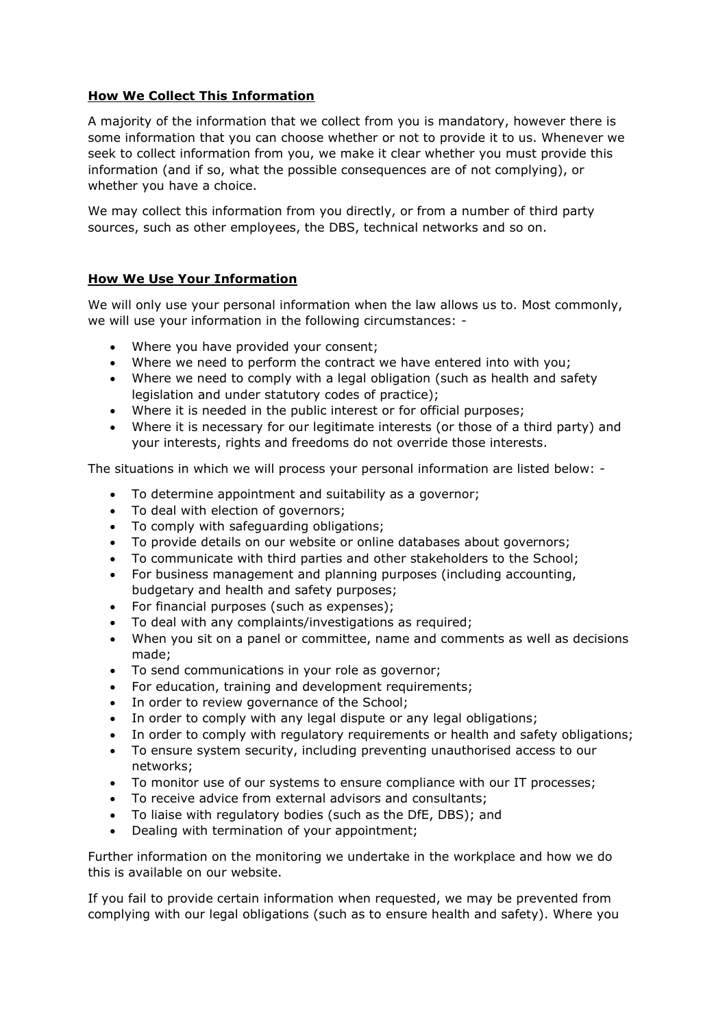## **How We Collect This Information**

A majority of the information that we collect from you is mandatory, however there is some information that you can choose whether or not to provide it to us. Whenever we seek to collect information from you, we make it clear whether you must provide this information (and if so, what the possible consequences are of not complying), or whether you have a choice.

We may collect this information from you directly, or from a number of third party sources, such as other employees, the DBS, technical networks and so on.

## **How We Use Your Information**

We will only use your personal information when the law allows us to. Most commonly, we will use your information in the following circumstances: -

- Where you have provided your consent;
- Where we need to perform the contract we have entered into with you;
- Where we need to comply with a legal obligation (such as health and safety legislation and under statutory codes of practice);
- Where it is needed in the public interest or for official purposes;
- Where it is necessary for our legitimate interests (or those of a third party) and your interests, rights and freedoms do not override those interests.

The situations in which we will process your personal information are listed below: -

- To determine appointment and suitability as a governor;
- To deal with election of governors;
- To comply with safeguarding obligations;
- To provide details on our website or online databases about governors;
- To communicate with third parties and other stakeholders to the School;
- For business management and planning purposes (including accounting, budgetary and health and safety purposes;
- For financial purposes (such as expenses);
- To deal with any complaints/investigations as required;
- When you sit on a panel or committee, name and comments as well as decisions made;
- To send communications in your role as governor;
- For education, training and development requirements;
- In order to review governance of the School;
- In order to comply with any legal dispute or any legal obligations;
- In order to comply with regulatory requirements or health and safety obligations;
- To ensure system security, including preventing unauthorised access to our networks;
- To monitor use of our systems to ensure compliance with our IT processes;
- To receive advice from external advisors and consultants;
- To liaise with regulatory bodies (such as the DfE, DBS); and
- Dealing with termination of your appointment;

Further information on the monitoring we undertake in the workplace and how we do this is available on our website.

If you fail to provide certain information when requested, we may be prevented from complying with our legal obligations (such as to ensure health and safety). Where you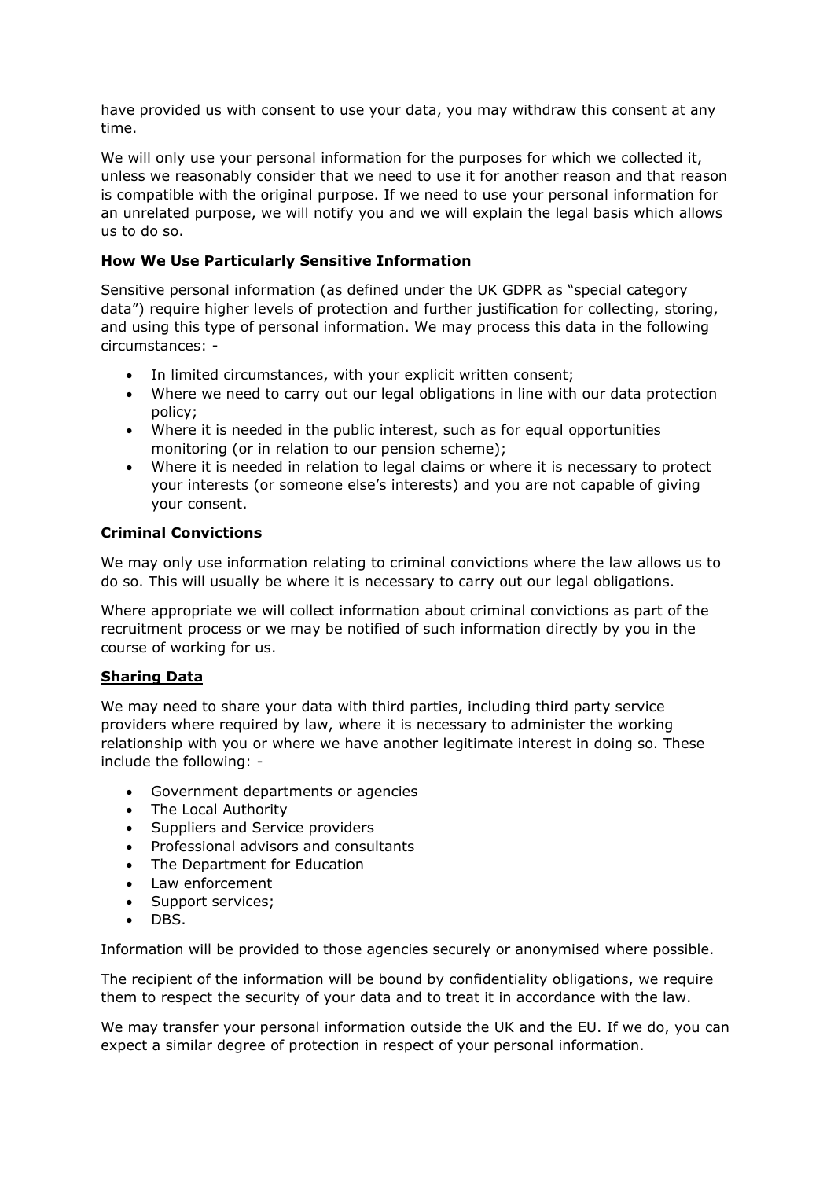have provided us with consent to use your data, you may withdraw this consent at any time.

We will only use your personal information for the purposes for which we collected it, unless we reasonably consider that we need to use it for another reason and that reason is compatible with the original purpose. If we need to use your personal information for an unrelated purpose, we will notify you and we will explain the legal basis which allows us to do so.

**How We Use Particularly Sensitive Information**

Sensitive personal information (as defined under the UK GDPR as "special category data") require higher levels of protection and further justification for collecting, storing, and using this type of personal information. We may process this data in the following circumstances: -

- In limited circumstances, with your explicit written consent;
- Where we need to carry out our legal obligations in line with our data protection policy;
- Where it is needed in the public interest, such as for equal opportunities monitoring (or in relation to our pension scheme);
- Where it is needed in relation to legal claims or where it is necessary to protect your interests (or someone else's interests) and you are not capable of giving your consent.

**Criminal Convictions**

We may only use information relating to criminal convictions where the law allows us to do so. This will usually be where it is necessary to carry out our legal obligations.

Where appropriate we will collect information about criminal convictions as part of the recruitment process or we may be notified of such information directly by you in the course of working for us.

**Sharing Data**

We may need to share your data with third parties, including third party service providers where required by law, where it is necessary to administer the working relationship with you or where we have another legitimate interest in doing so. These include the following: -

- Government departments or agencies
- The Local Authority
- Suppliers and Service providers
- Professional advisors and consultants
- The Department for Education
- Law enforcement
- Support services;
- DBS.

Information will be provided to those agencies securely or anonymised where possible.

The recipient of the information will be bound by confidentiality obligations, we require them to respect the security of your data and to treat it in accordance with the law.

We may transfer your personal information outside the UK and the EU. If we do, you can expect a similar degree of protection in respect of your personal information.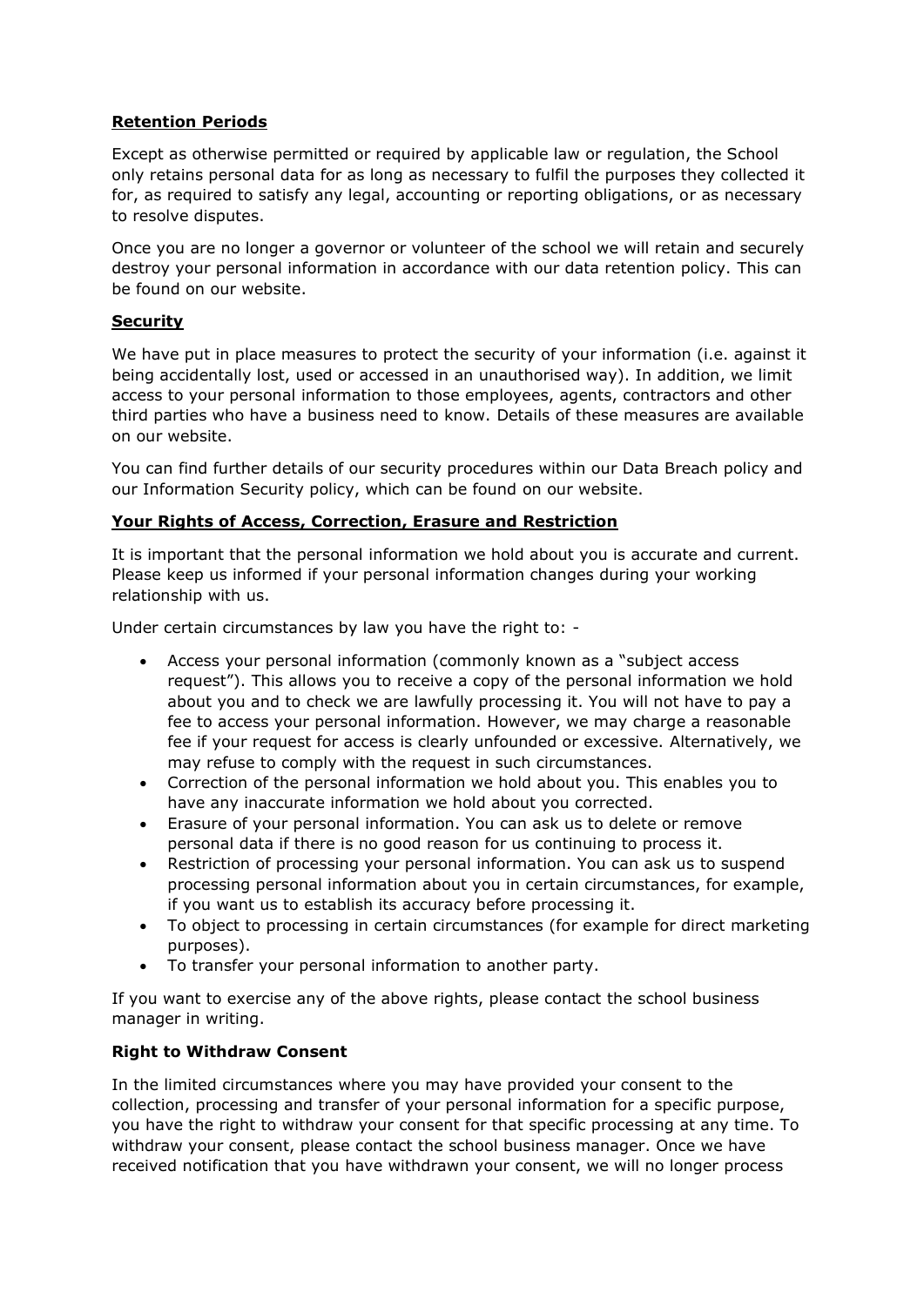**Retention Periods**

Except as otherwise permitted or required by applicable law or regulation, the School only retains personal data for as long as necessary to fulfil the purposes they collected it for, as required to satisfy any legal, accounting or reporting obligations, or as necessary to resolve disputes.

Once you are no longer a governor or volunteer of the school we will retain and securely destroy your personal information in accordance with our data retention policy. This can be found on our website.

**Security**

We have put in place measures to protect the security of your information (i.e. against it being accidentally lost, used or accessed in an unauthorised way). In addition, we limit access to your personal information to those employees, agents, contractors and other third parties who have a business need to know. Details of these measures are available on our website.

You can find further details of our security procedures within our Data Breach policy and our Information Security policy, which can be found on our website.

**Your Rights of Access, Correction, Erasure and Restriction**

It is important that the personal information we hold about you is accurate and current. Please keep us informed if your personal information changes during your working relationship with us.

Under certain circumstances by law you have the right to: -

- Access your personal information (commonly known as a "subject access request"). This allows you to receive a copy of the personal information we hold about you and to check we are lawfully processing it. You will not have to pay a fee to access your personal information. However, we may charge a reasonable fee if your request for access is clearly unfounded or excessive. Alternatively, we may refuse to comply with the request in such circumstances.
- Correction of the personal information we hold about you. This enables you to have any inaccurate information we hold about you corrected.
- Erasure of your personal information. You can ask us to delete or remove personal data if there is no good reason for us continuing to process it.
- Restriction of processing your personal information. You can ask us to suspend processing personal information about you in certain circumstances, for example, if you want us to establish its accuracy before processing it.
- To object to processing in certain circumstances (for example for direct marketing purposes).
- To transfer your personal information to another party.

If you want to exercise any of the above rights, please contact the school business manager in writing.

**Right to Withdraw Consent**

In the limited circumstances where you may have provided your consent to the collection, processing and transfer of your personal information for a specific purpose, you have the right to withdraw your consent for that specific processing at any time. To withdraw your consent, please contact the school business manager. Once we have received notification that you have withdrawn your consent, we will no longer process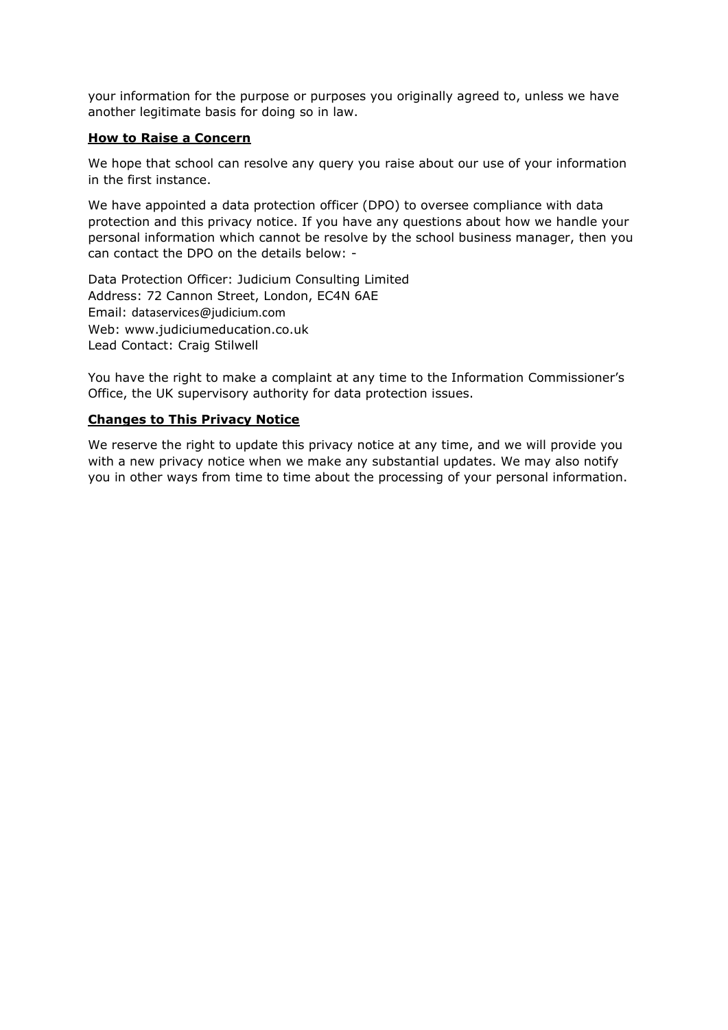your information for the purpose or purposes you originally agreed to, unless we have another legitimate basis for doing so in law.

## **How to Raise a Concern**

We hope that school can resolve any query you raise about our use of your information in the first instance.

We have appointed a data protection officer (DPO) to oversee compliance with data protection and this privacy notice. If you have any questions about how we handle your personal information which cannot be resolve by the school business manager, then you can contact the DPO on the details below: -

Data Protection Officer: Judicium Consulting Limited
Address: 72 Cannon Street, London, EC4N 6AE
Email: dataservices@judicium.com
Web: www.judiciumeducation.co.uk
Lead Contact: Craig Stilwell

You have the right to make a complaint at any time to the Information Commissioner's Office, the UK supervisory authority for data protection issues.

## **Changes to This Privacy Notice**

We reserve the right to update this privacy notice at any time, and we will provide you with a new privacy notice when we make any substantial updates. We may also notify you in other ways from time to time about the processing of your personal information.